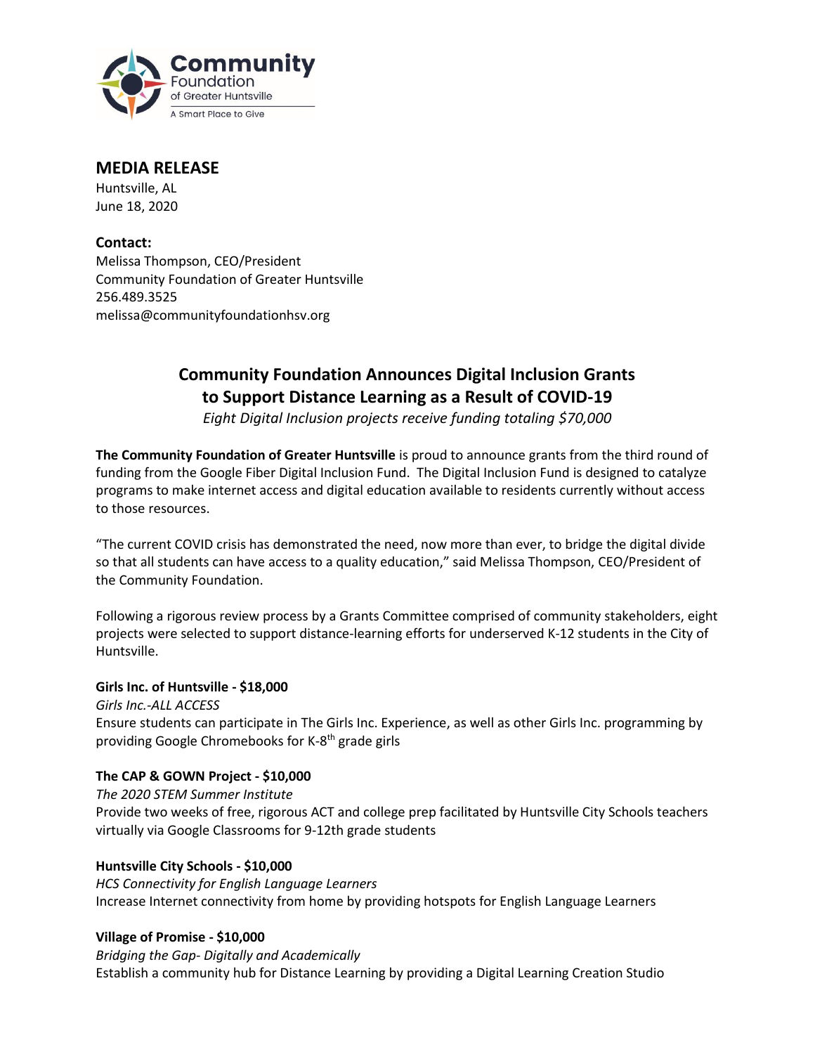Community Foundation of Greater Huntsville
A Smart Place to Give

## MEDIA RELEASE

Huntsville, AL
June 18, 2020

**Contact:**
Melissa Thompson, CEO/President
Community Foundation of Greater Huntsville
256.489.3525
melissa@communityfoundationhsv.org

# Community Foundation Announces Digital Inclusion Grants to Support Distance Learning as a Result of COVID-19

*Eight Digital Inclusion projects receive funding totaling $70,000*

**The Community Foundation of Greater Huntsville** is proud to announce grants from the third round of funding from the Google Fiber Digital Inclusion Fund. The Digital Inclusion Fund is designed to catalyze programs to make internet access and digital education available to residents currently without access to those resources.

"The current COVID crisis has demonstrated the need, now more than ever, to bridge the digital divide so that all students can have access to a quality education," said Melissa Thompson, CEO/President of the Community Foundation.

Following a rigorous review process by a Grants Committee comprised of community stakeholders, eight projects were selected to support distance-learning efforts for underserved K-12 students in the City of Huntsville.

**Girls Inc. of Huntsville - $18,000**
*Girls Inc.-ALL ACCESS*
Ensure students can participate in The Girls Inc. Experience, as well as other Girls Inc. programming by providing Google Chromebooks for K-8th grade girls

**The CAP & GOWN Project - $10,000**
*The 2020 STEM Summer Institute*
Provide two weeks of free, rigorous ACT and college prep facilitated by Huntsville City Schools teachers virtually via Google Classrooms for 9-12th grade students

**Huntsville City Schools - $10,000**
*HCS Connectivity for English Language Learners*
Increase Internet connectivity from home by providing hotspots for English Language Learners

**Village of Promise - $10,000**
*Bridging the Gap- Digitally and Academically*
Establish a community hub for Distance Learning by providing a Digital Learning Creation Studio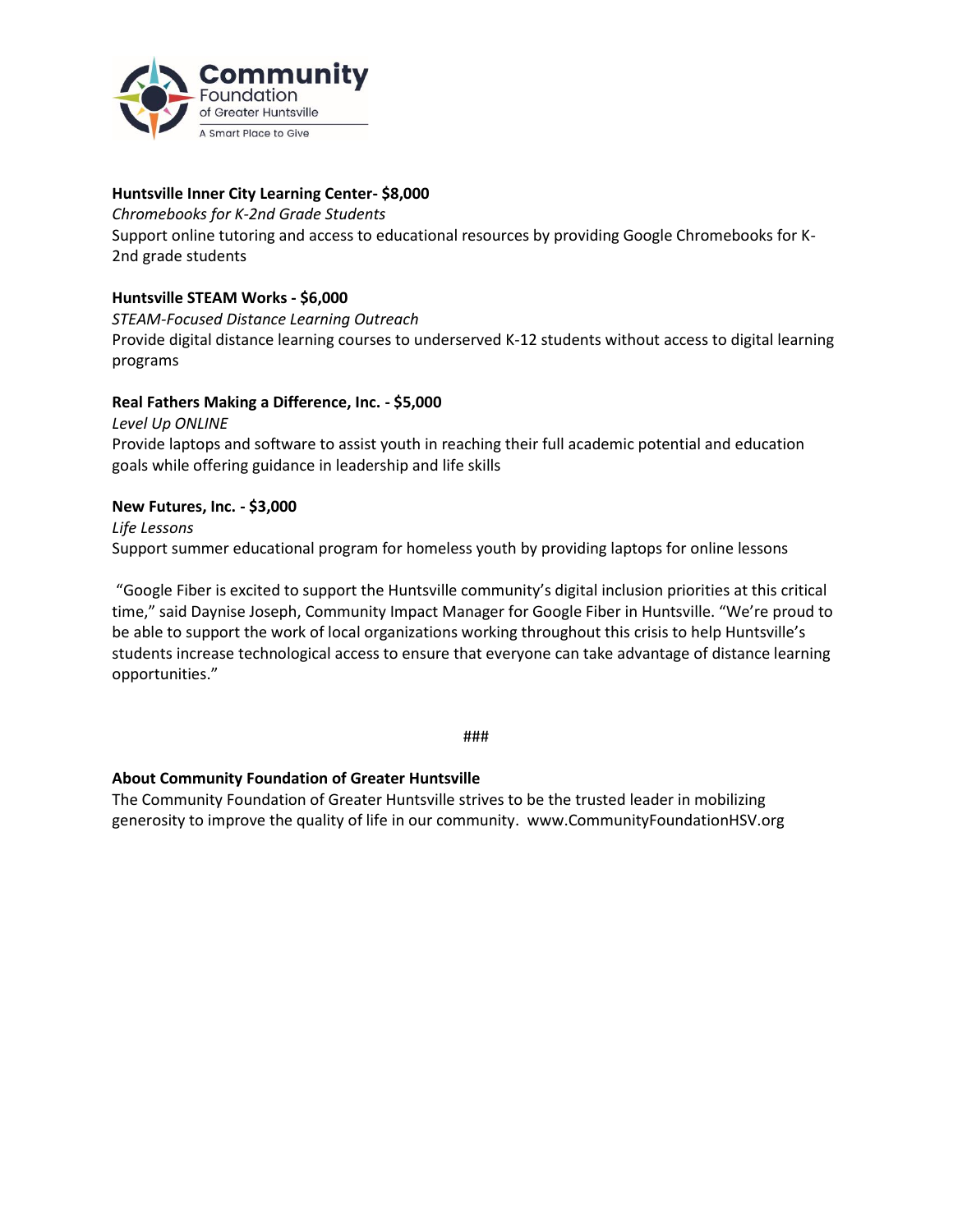**Huntsville Inner City Learning Center- $8,000**
*Chromebooks for K-2nd Grade Students*
Support online tutoring and access to educational resources by providing Google Chromebooks for K-2nd grade students

**Huntsville STEAM Works - $6,000**
*STEAM-Focused Distance Learning Outreach*
Provide digital distance learning courses to underserved K-12 students without access to digital learning programs

**Real Fathers Making a Difference, Inc. - $5,000**
*Level Up ONLINE*
Provide laptops and software to assist youth in reaching their full academic potential and education goals while offering guidance in leadership and life skills

**New Futures, Inc. - $3,000**
*Life Lessons*
Support summer educational program for homeless youth by providing laptops for online lessons

"Google Fiber is excited to support the Huntsville community's digital inclusion priorities at this critical time," said Daynise Joseph, Community Impact Manager for Google Fiber in Huntsville. "We're proud to be able to support the work of local organizations working throughout this crisis to help Huntsville's students increase technological access to ensure that everyone can take advantage of distance learning opportunities."

###

**About Community Foundation of Greater Huntsville**
The Community Foundation of Greater Huntsville strives to be the trusted leader in mobilizing generosity to improve the quality of life in our community. www.CommunityFoundationHSV.org